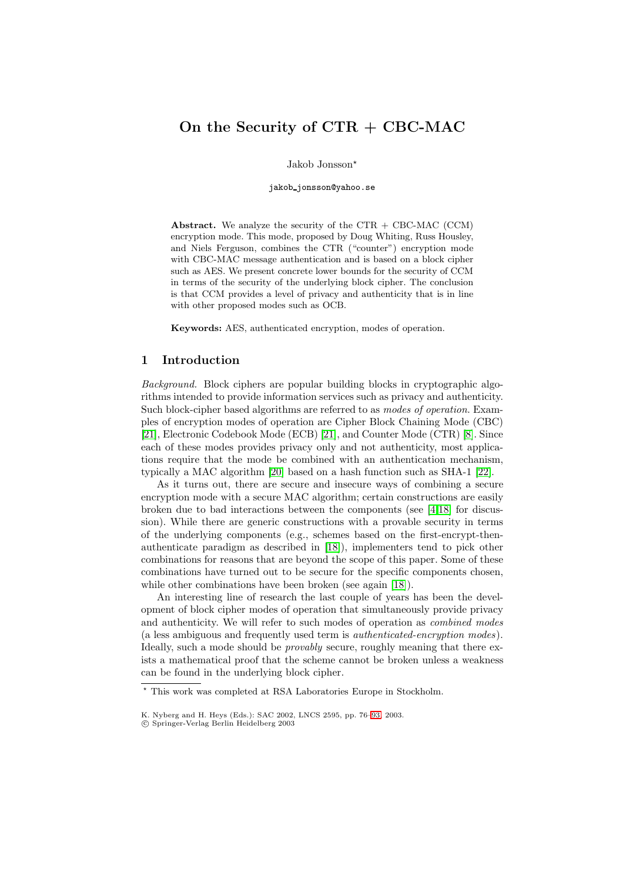# On the Security of CTR + CBC-MAC

Jakob Jonsson*

jakob_jonsson@yahoo.se

**Abstract.** We analyze the security of the CTR + CBC-MAC (CCM) encryption mode. This mode, proposed by Doug Whiting, Russ Housley, and Niels Ferguson, combines the CTR ("counter") encryption mode with CBC-MAC message authentication and is based on a block cipher such as AES. We present concrete lower bounds for the security of CCM in terms of the security of the underlying block cipher. The conclusion is that CCM provides a level of privacy and authenticity that is in line with other proposed modes such as OCB.

**Keywords:** AES, authenticated encryption, modes of operation.

## 1 Introduction

*Background.* Block ciphers are popular building blocks in cryptographic algorithms intended to provide information services such as privacy and authenticity. Such block-cipher based algorithms are referred to as *modes of operation*. Examples of encryption modes of operation are Cipher Block Chaining Mode (CBC) [21], Electronic Codebook Mode (ECB) [21], and Counter Mode (CTR) [8]. Since each of these modes provides privacy only and not authenticity, most applications require that the mode be combined with an authentication mechanism, typically a MAC algorithm [20] based on a hash function such as SHA-1 [22].

As it turns out, there are secure and insecure ways of combining a secure encryption mode with a secure MAC algorithm; certain constructions are easily broken due to bad interactions between the components (see [4,18] for discussion). While there are generic constructions with a provable security in terms of the underlying components (e.g., schemes based on the first-encrypt-then-authenticate paradigm as described in [18]), implementers tend to pick other combinations for reasons that are beyond the scope of this paper. Some of these combinations have turned out to be secure for the specific components chosen, while other combinations have been broken (see again [18]).

An interesting line of research the last couple of years has been the development of block cipher modes of operation that simultaneously provide privacy and authenticity. We will refer to such modes of operation as *combined modes* (a less ambiguous and frequently used term is *authenticated-encryption modes*). Ideally, such a mode should be *provably* secure, roughly meaning that there exists a mathematical proof that the scheme cannot be broken unless a weakness can be found in the underlying block cipher.

---

* This work was completed at RSA Laboratories Europe in Stockholm.

K. Nyberg and H. Heys (Eds.): SAC 2002, LNCS 2595, pp. 76–93, 2003.
© Springer-Verlag Berlin Heidelberg 2003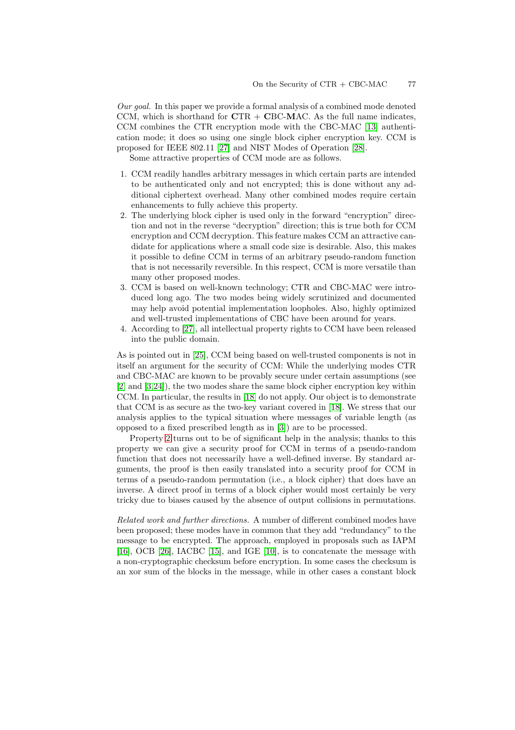*Our goal.* In this paper we provide a formal analysis of a combined mode denoted CCM, which is shorthand for **C**TR + **C**BC-**M**AC. As the full name indicates, CCM combines the CTR encryption mode with the CBC-MAC [13] authentication mode; it does so using one single block cipher encryption key. CCM is proposed for IEEE 802.11 [27] and NIST Modes of Operation [28].

Some attractive properties of CCM mode are as follows.

1. CCM readily handles arbitrary messages in which certain parts are intended to be authenticated only and not encrypted; this is done without any additional ciphertext overhead. Many other combined modes require certain enhancements to fully achieve this property.
2. The underlying block cipher is used only in the forward "encryption" direction and not in the reverse "decryption" direction; this is true both for CCM encryption and CCM decryption. This feature makes CCM an attractive candidate for applications where a small code size is desirable. Also, this makes it possible to define CCM in terms of an arbitrary pseudo-random function that is not necessarily reversible. In this respect, CCM is more versatile than many other proposed modes.
3. CCM is based on well-known technology; CTR and CBC-MAC were introduced long ago. The two modes being widely scrutinized and documented may help avoid potential implementation loopholes. Also, highly optimized and well-trusted implementations of CBC have been around for years.
4. According to [27], all intellectual property rights to CCM have been released into the public domain.

As is pointed out in [25], CCM being based on well-trusted components is not in itself an argument for the security of CCM: While the underlying modes CTR and CBC-MAC are known to be provably secure under certain assumptions (see [2] and [3,24]), the two modes share the same block cipher encryption key within CCM. In particular, the results in [18] do not apply. Our object is to demonstrate that CCM is as secure as the two-key variant covered in [18]. We stress that our analysis applies to the typical situation where messages of variable length (as opposed to a fixed prescribed length as in [3]) are to be processed.

Property 2 turns out to be of significant help in the analysis; thanks to this property we can give a security proof for CCM in terms of a pseudo-random function that does not necessarily have a well-defined inverse. By standard arguments, the proof is then easily translated into a security proof for CCM in terms of a pseudo-random permutation (i.e., a block cipher) that does have an inverse. A direct proof in terms of a block cipher would most certainly be very tricky due to biases caused by the absence of output collisions in permutations.

*Related work and further directions.* A number of different combined modes have been proposed; these modes have in common that they add "redundancy" to the message to be encrypted. The approach, employed in proposals such as IAPM [16], OCB [26], IACBC [15], and IGE [10], is to concatenate the message with a non-cryptographic checksum before encryption. In some cases the checksum is an xor sum of the blocks in the message, while in other cases a constant block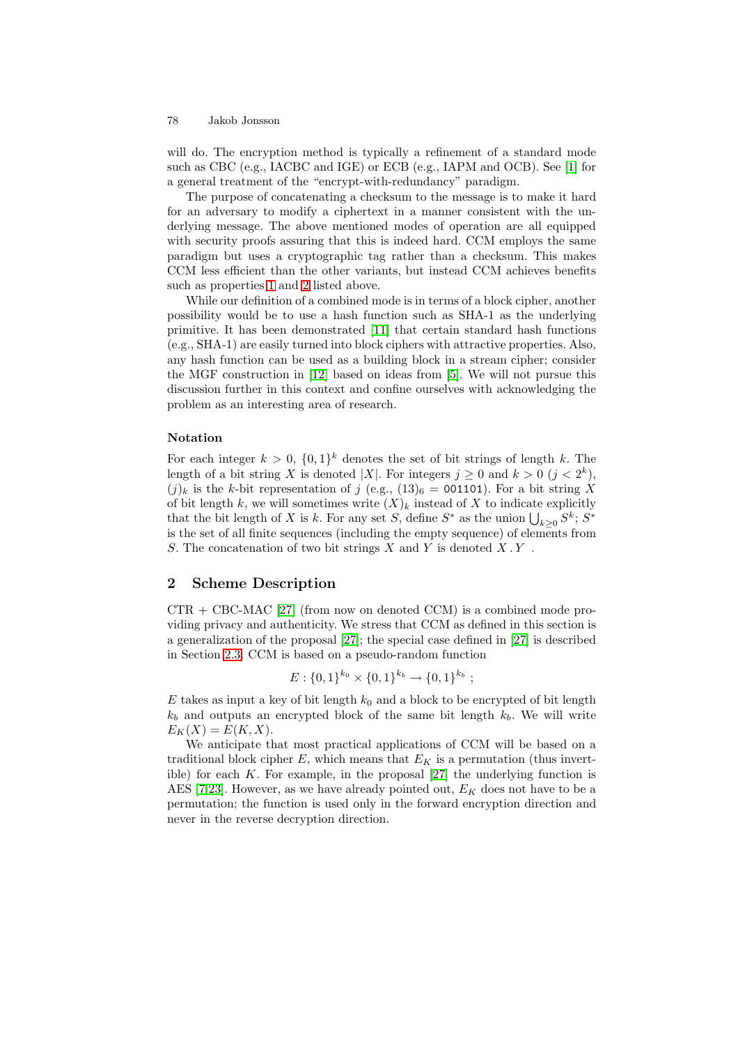will do. The encryption method is typically a refinement of a standard mode such as CBC (e.g., IACBC and IGE) or ECB (e.g., IAPM and OCB). See [1] for a general treatment of the "encrypt-with-redundancy" paradigm.

The purpose of concatenating a checksum to the message is to make it hard for an adversary to modify a ciphertext in a manner consistent with the underlying message. The above mentioned modes of operation are all equipped with security proofs assuring that this is indeed hard. CCM employs the same paradigm but uses a cryptographic tag rather than a checksum. This makes CCM less efficient than the other variants, but instead CCM achieves benefits such as properties 1 and 2 listed above.

While our definition of a combined mode is in terms of a block cipher, another possibility would be to use a hash function such as SHA-1 as the underlying primitive. It has been demonstrated [11] that certain standard hash functions (e.g., SHA-1) are easily turned into block ciphers with attractive properties. Also, any hash function can be used as a building block in a stream cipher; consider the MGF construction in [12] based on ideas from [5]. We will not pursue this discussion further in this context and confine ourselves with acknowledging the problem as an interesting area of research.

### Notation

For each integer $k > 0$, $\{0,1\}^k$ denotes the set of bit strings of length $k$. The length of a bit string $X$ is denoted $|X|$. For integers $j \geq 0$ and $k > 0$ ($j < 2^k$), $(j)_k$ is the $k$-bit representation of $j$ (e.g., $(13)_6 = \texttt{001101}$). For a bit string $X$ of bit length $k$, we will sometimes write $(X)_k$ instead of $X$ to indicate explicitly that the bit length of $X$ is $k$. For any set $S$, define $S^*$ as the union $\bigcup_{k \geq 0} S^k$; $S^*$ is the set of all finite sequences (including the empty sequence) of elements from $S$. The concatenation of two bit strings $X$ and $Y$ is denoted $X \,.\, Y$ .

## 2 Scheme Description

CTR + CBC-MAC [27] (from now on denoted CCM) is a combined mode providing privacy and authenticity. We stress that CCM as defined in this section is a generalization of the proposal [27]; the special case defined in [27] is described in Section 2.3. CCM is based on a pseudo-random function

$$E : \{0,1\}^{k_0} \times \{0,1\}^{k_b} \to \{0,1\}^{k_b} \;;$$

$E$ takes as input a key of bit length $k_0$ and a block to be encrypted of bit length $k_b$ and outputs an encrypted block of the same bit length $k_b$. We will write $E_K(X) = E(K, X)$.

We anticipate that most practical applications of CCM will be based on a traditional block cipher $E$, which means that $E_K$ is a permutation (thus invertible) for each $K$. For example, in the proposal [27] the underlying function is AES [7,23]. However, as we have already pointed out, $E_K$ does not have to be a permutation; the function is used only in the forward encryption direction and never in the reverse decryption direction.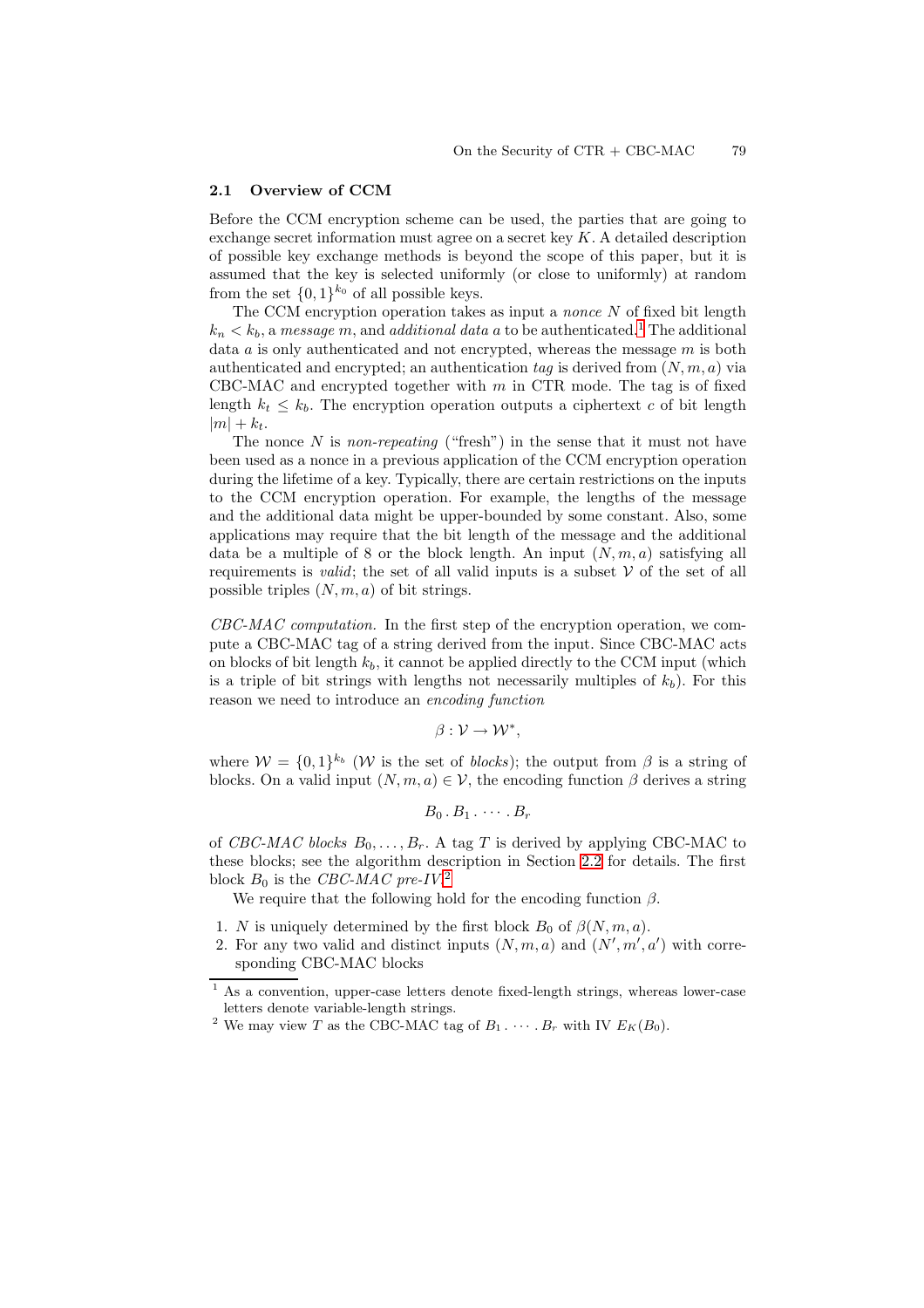### 2.1 Overview of CCM

Before the CCM encryption scheme can be used, the parties that are going to exchange secret information must agree on a secret key $K$. A detailed description of possible key exchange methods is beyond the scope of this paper, but it is assumed that the key is selected uniformly (or close to uniformly) at random from the set $\{0,1\}^{k_0}$ of all possible keys.

The CCM encryption operation takes as input a *nonce* $N$ of fixed bit length $k_n < k_b$, a *message* $m$, and *additional data* $a$ to be authenticated.[1] The additional data $a$ is only authenticated and not encrypted, whereas the message $m$ is both authenticated and encrypted; an authentication *tag* is derived from $(N, m, a)$ via CBC-MAC and encrypted together with $m$ in CTR mode. The tag is of fixed length $k_t \leq k_b$. The encryption operation outputs a ciphertext $c$ of bit length $|m| + k_t$.

The nonce $N$ is *non-repeating* ("fresh") in the sense that it must not have been used as a nonce in a previous application of the CCM encryption operation during the lifetime of a key. Typically, there are certain restrictions on the inputs to the CCM encryption operation. For example, the lengths of the message and the additional data might be upper-bounded by some constant. Also, some applications may require that the bit length of the message and the additional data be a multiple of 8 or the block length. An input $(N, m, a)$ satisfying all requirements is *valid*; the set of all valid inputs is a subset $\mathcal{V}$ of the set of all possible triples $(N, m, a)$ of bit strings.

*CBC-MAC computation.* In the first step of the encryption operation, we compute a CBC-MAC tag of a string derived from the input. Since CBC-MAC acts on blocks of bit length $k_b$, it cannot be applied directly to the CCM input (which is a triple of bit strings with lengths not necessarily multiples of $k_b$). For this reason we need to introduce an *encoding function*

$$\beta : \mathcal{V} \rightarrow \mathcal{W}^*,$$

where $\mathcal{W} = \{0,1\}^{k_b}$ ($\mathcal{W}$ is the set of *blocks*); the output from $\beta$ is a string of blocks. On a valid input $(N, m, a) \in \mathcal{V}$, the encoding function $\beta$ derives a string

$$B_0 . B_1 . \cdots . B_r$$

of *CBC-MAC blocks* $B_0, \ldots, B_r$. A tag $T$ is derived by applying CBC-MAC to these blocks; see the algorithm description in Section 2.2 for details. The first block $B_0$ is the *CBC-MAC pre-IV*.[2]

We require that the following hold for the encoding function $\beta$.

1. $N$ is uniquely determined by the first block $B_0$ of $\beta(N, m, a)$.
2. For any two valid and distinct inputs $(N, m, a)$ and $(N', m', a')$ with corresponding CBC-MAC blocks

[1] As a convention, upper-case letters denote fixed-length strings, whereas lower-case letters denote variable-length strings.

[2] We may view $T$ as the CBC-MAC tag of $B_1 . \cdots . B_r$ with IV $E_K(B_0)$.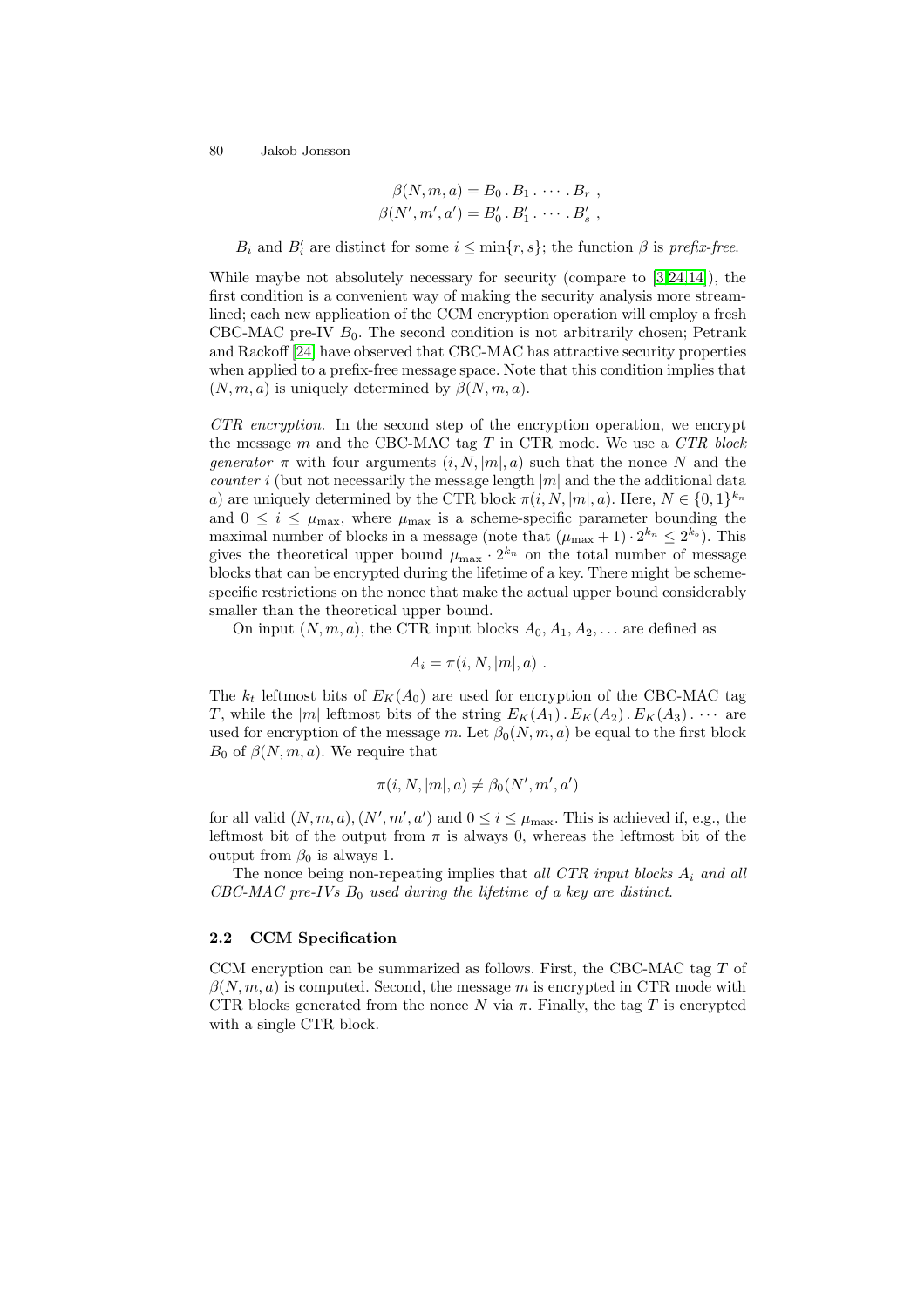$$\beta(N, m, a) = B_0 \,.\, B_1 \,.\, \cdots \,.\, B_r \ ,$$
$$\beta(N', m', a') = B'_0 \,.\, B'_1 \,.\, \cdots \,.\, B'_s \ ,$$

$B_i$ and $B'_i$ are distinct for some $i \leq \min\{r, s\}$; the function $\beta$ is *prefix-free*.

While maybe not absolutely necessary for security (compare to [3,24,14]), the first condition is a convenient way of making the security analysis more streamlined; each new application of the CCM encryption operation will employ a fresh CBC-MAC pre-IV $B_0$. The second condition is not arbitrarily chosen; Petrank and Rackoff [24] have observed that CBC-MAC has attractive security properties when applied to a prefix-free message space. Note that this condition implies that $(N, m, a)$ is uniquely determined by $\beta(N, m, a)$.

*CTR encryption.* In the second step of the encryption operation, we encrypt the message $m$ and the CBC-MAC tag $T$ in CTR mode. We use a *CTR block generator* $\pi$ with four arguments $(i, N, |m|, a)$ such that the nonce $N$ and the *counter* $i$ (but not necessarily the message length $|m|$ and the the additional data $a$) are uniquely determined by the CTR block $\pi(i, N, |m|, a)$. Here, $N \in \{0,1\}^{k_n}$ and $0 \leq i \leq \mu_{\max}$, where $\mu_{\max}$ is a scheme-specific parameter bounding the maximal number of blocks in a message (note that $(\mu_{\max} + 1) \cdot 2^{k_n} \leq 2^{k_b}$). This gives the theoretical upper bound $\mu_{\max} \cdot 2^{k_n}$ on the total number of message blocks that can be encrypted during the lifetime of a key. There might be scheme-specific restrictions on the nonce that make the actual upper bound considerably smaller than the theoretical upper bound.

On input $(N, m, a)$, the CTR input blocks $A_0, A_1, A_2, \ldots$ are defined as

$$A_i = \pi(i, N, |m|, a) \ .$$

The $k_t$ leftmost bits of $E_K(A_0)$ are used for encryption of the CBC-MAC tag $T$, while the $|m|$ leftmost bits of the string $E_K(A_1) \,.\, E_K(A_2) \,.\, E_K(A_3) \,.\, \cdots$ are used for encryption of the message $m$. Let $\beta_0(N, m, a)$ be equal to the first block $B_0$ of $\beta(N, m, a)$. We require that

$$\pi(i, N, |m|, a) \neq \beta_0(N', m', a')$$

for all valid $(N, m, a), (N', m', a')$ and $0 \leq i \leq \mu_{\max}$. This is achieved if, e.g., the leftmost bit of the output from $\pi$ is always 0, whereas the leftmost bit of the output from $\beta_0$ is always 1.

The nonce being non-repeating implies that *all CTR input blocks $A_i$ and all CBC-MAC pre-IVs $B_0$ used during the lifetime of a key are distinct*.

### 2.2 CCM Specification

CCM encryption can be summarized as follows. First, the CBC-MAC tag $T$ of $\beta(N, m, a)$ is computed. Second, the message $m$ is encrypted in CTR mode with CTR blocks generated from the nonce $N$ via $\pi$. Finally, the tag $T$ is encrypted with a single CTR block.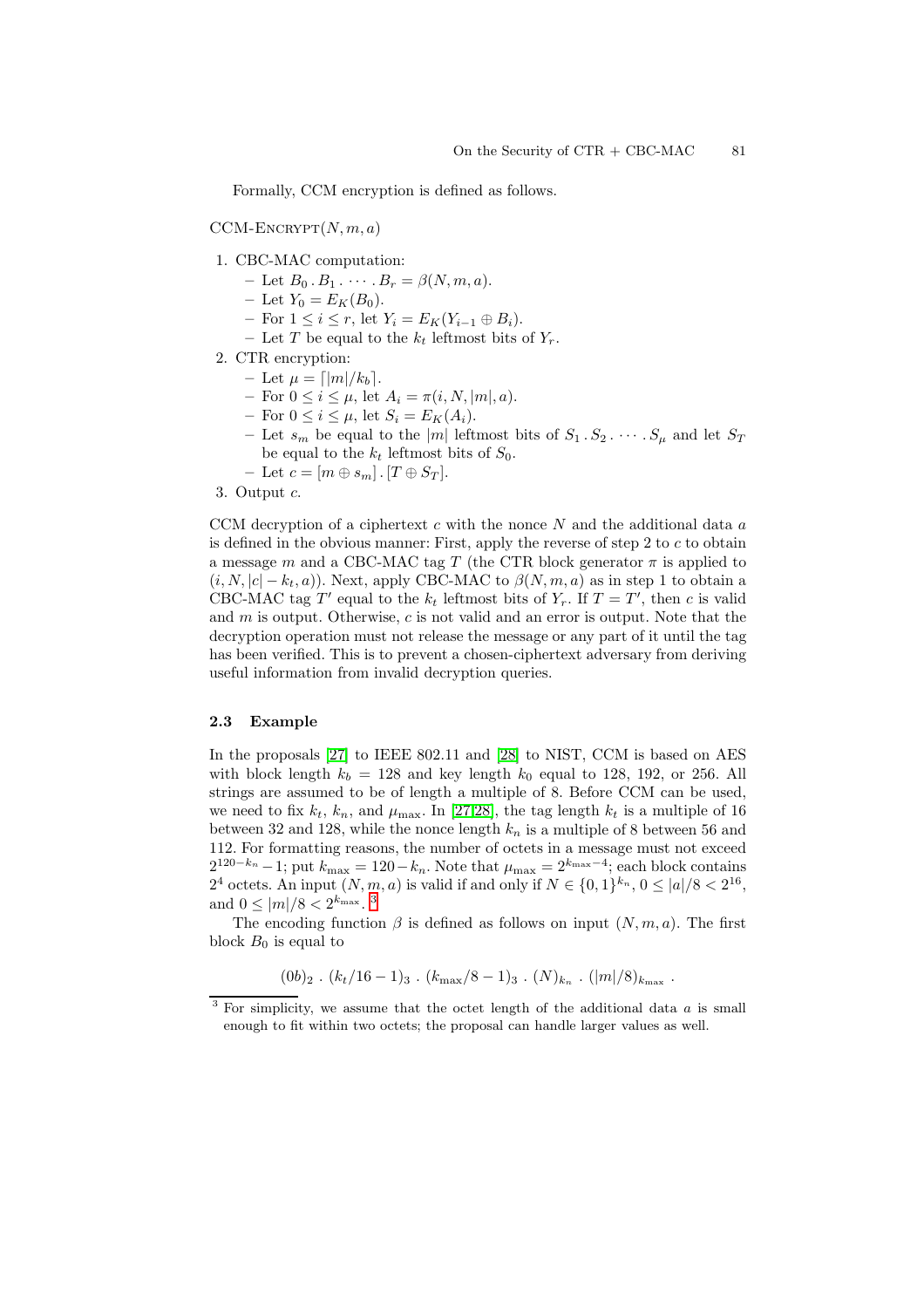Formally, CCM encryption is defined as follows.

CCM-Encrypt$(N, m, a)$

1. CBC-MAC computation:
   - Let $B_0 \,.\, B_1 \,.\, \cdots \,.\, B_r = \beta(N, m, a)$.
   - Let $Y_0 = E_K(B_0)$.
   - For $1 \leq i \leq r$, let $Y_i = E_K(Y_{i-1} \oplus B_i)$.
   - Let $T$ be equal to the $k_t$ leftmost bits of $Y_r$.
2. CTR encryption:
   - Let $\mu = \lceil |m|/k_b \rceil$.
   - For $0 \leq i \leq \mu$, let $A_i = \pi(i, N, |m|, a)$.
   - For $0 \leq i \leq \mu$, let $S_i = E_K(A_i)$.
   - Let $s_m$ be equal to the $|m|$ leftmost bits of $S_1 \,.\, S_2 \,.\, \cdots \,.\, S_\mu$ and let $S_T$ be equal to the $k_t$ leftmost bits of $S_0$.
   - Let $c = [m \oplus s_m] \,.\, [T \oplus S_T]$.
3. Output $c$.

CCM decryption of a ciphertext $c$ with the nonce $N$ and the additional data $a$ is defined in the obvious manner: First, apply the reverse of step 2 to $c$ to obtain a message $m$ and a CBC-MAC tag $T$ (the CTR block generator $\pi$ is applied to $(i, N, |c| - k_t, a)$). Next, apply CBC-MAC to $\beta(N, m, a)$ as in step 1 to obtain a CBC-MAC tag $T'$ equal to the $k_t$ leftmost bits of $Y_r$. If $T = T'$, then $c$ is valid and $m$ is output. Otherwise, $c$ is not valid and an error is output. Note that the decryption operation must not release the message or any part of it until the tag has been verified. This is to prevent a chosen-ciphertext adversary from deriving useful information from invalid decryption queries.

### 2.3 Example

In the proposals [27] to IEEE 802.11 and [28] to NIST, CCM is based on AES with block length $k_b = 128$ and key length $k_0$ equal to 128, 192, or 256. All strings are assumed to be of length a multiple of 8. Before CCM can be used, we need to fix $k_t$, $k_n$, and $\mu_{\max}$. In [27,28], the tag length $k_t$ is a multiple of 16 between 32 and 128, while the nonce length $k_n$ is a multiple of 8 between 56 and 112. For formatting reasons, the number of octets in a message must not exceed $2^{120-k_n} - 1$; put $k_{\max} = 120 - k_n$. Note that $\mu_{\max} = 2^{k_{\max}-4}$; each block contains $2^4$ octets. An input $(N, m, a)$ is valid if and only if $N \in \{0,1\}^{k_n}$, $0 \leq |a|/8 < 2^{16}$, and $0 \leq |m|/8 < 2^{k_{\max}}$. [3]

The encoding function $\beta$ is defined as follows on input $(N, m, a)$. The first block $B_0$ is equal to

$$(0b)_2 \,.\, (k_t/16 - 1)_3 \,.\, (k_{\max}/8 - 1)_3 \,.\, (N)_{k_n} \,.\, (|m|/8)_{k_{\max}} \,.$$

[3] For simplicity, we assume that the octet length of the additional data $a$ is small enough to fit within two octets; the proposal can handle larger values as well.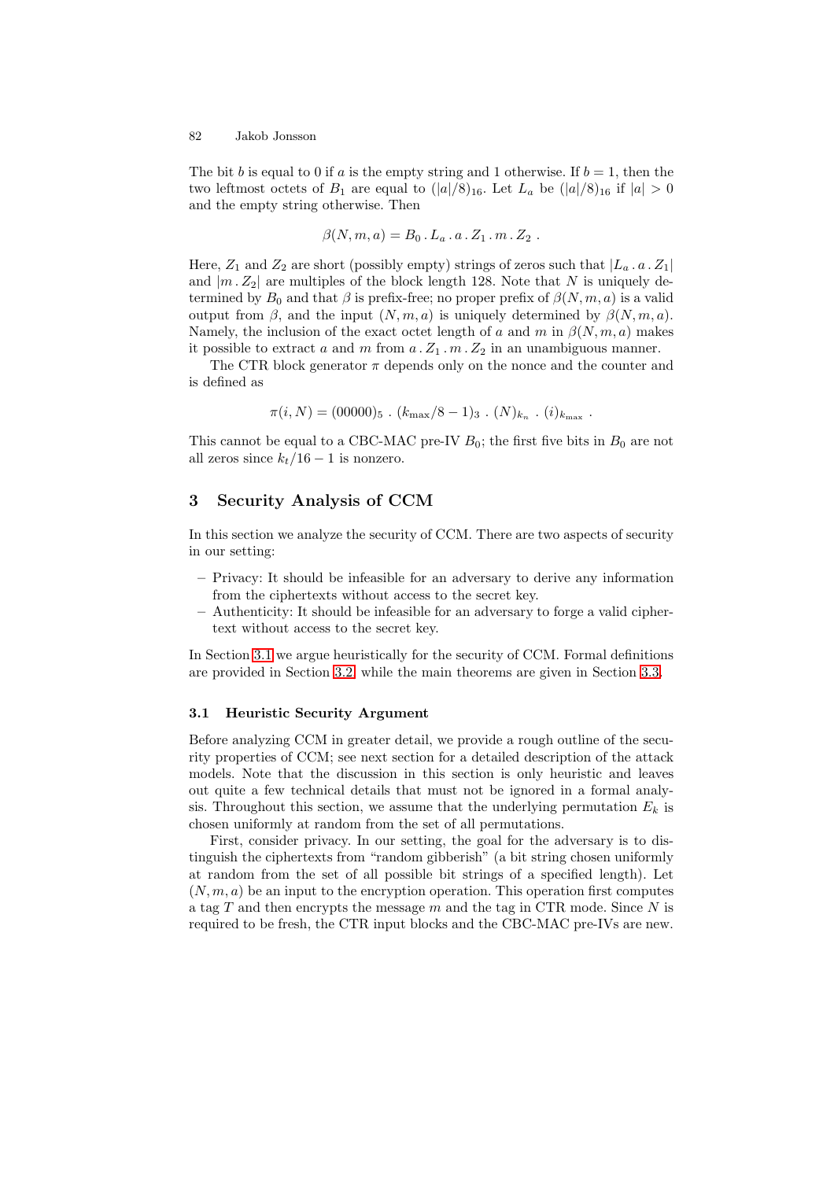The bit $b$ is equal to 0 if $a$ is the empty string and 1 otherwise. If $b = 1$, then the two leftmost octets of $B_1$ are equal to $(|a|/8)_{16}$. Let $L_a$ be $(|a|/8)_{16}$ if $|a| > 0$ and the empty string otherwise. Then

$$\beta(N, m, a) = B_0 \,.\, L_a \,.\, a \,.\, Z_1 \,.\, m \,.\, Z_2 \;.$$

Here, $Z_1$ and $Z_2$ are short (possibly empty) strings of zeros such that $|L_a \,.\, a \,.\, Z_1|$ and $|m \,.\, Z_2|$ are multiples of the block length 128. Note that $N$ is uniquely determined by $B_0$ and that $\beta$ is prefix-free; no proper prefix of $\beta(N, m, a)$ is a valid output from $\beta$, and the input $(N, m, a)$ is uniquely determined by $\beta(N, m, a)$. Namely, the inclusion of the exact octet length of $a$ and $m$ in $\beta(N, m, a)$ makes it possible to extract $a$ and $m$ from $a \,.\, Z_1 \,.\, m \,.\, Z_2$ in an unambiguous manner.

The CTR block generator $\pi$ depends only on the nonce and the counter and is defined as

$$\pi(i, N) = (00000)_5 \,.\, (k_{\max}/8 - 1)_3 \,.\, (N)_{k_n} \,.\, (i)_{k_{\max}} \;.$$

This cannot be equal to a CBC-MAC pre-IV $B_0$; the first five bits in $B_0$ are not all zeros since $k_t/16 - 1$ is nonzero.

## 3 Security Analysis of CCM

In this section we analyze the security of CCM. There are two aspects of security in our setting:

- Privacy: It should be infeasible for an adversary to derive any information from the ciphertexts without access to the secret key.
- Authenticity: It should be infeasible for an adversary to forge a valid ciphertext without access to the secret key.

In Section 3.1 we argue heuristically for the security of CCM. Formal definitions are provided in Section 3.2, while the main theorems are given in Section 3.3.

### 3.1 Heuristic Security Argument

Before analyzing CCM in greater detail, we provide a rough outline of the security properties of CCM; see next section for a detailed description of the attack models. Note that the discussion in this section is only heuristic and leaves out quite a few technical details that must not be ignored in a formal analysis. Throughout this section, we assume that the underlying permutation $E_k$ is chosen uniformly at random from the set of all permutations.

First, consider privacy. In our setting, the goal for the adversary is to distinguish the ciphertexts from "random gibberish" (a bit string chosen uniformly at random from the set of all possible bit strings of a specified length). Let $(N, m, a)$ be an input to the encryption operation. This operation first computes a tag $T$ and then encrypts the message $m$ and the tag in CTR mode. Since $N$ is required to be fresh, the CTR input blocks and the CBC-MAC pre-IVs are new.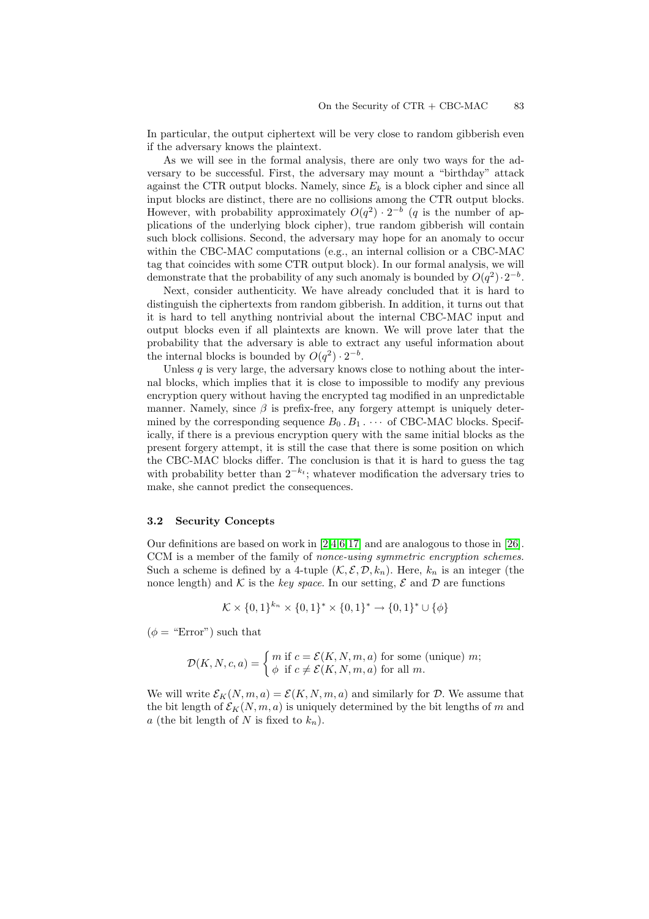In particular, the output ciphertext will be very close to random gibberish even if the adversary knows the plaintext.

As we will see in the formal analysis, there are only two ways for the adversary to be successful. First, the adversary may mount a "birthday" attack against the CTR output blocks. Namely, since $E_k$ is a block cipher and since all input blocks are distinct, there are no collisions among the CTR output blocks. However, with probability approximately $O(q^2) \cdot 2^{-b}$ ($q$ is the number of applications of the underlying block cipher), true random gibberish will contain such block collisions. Second, the adversary may hope for an anomaly to occur within the CBC-MAC computations (e.g., an internal collision or a CBC-MAC tag that coincides with some CTR output block). In our formal analysis, we will demonstrate that the probability of any such anomaly is bounded by $O(q^2) \cdot 2^{-b}$.

Next, consider authenticity. We have already concluded that it is hard to distinguish the ciphertexts from random gibberish. In addition, it turns out that it is hard to tell anything nontrivial about the internal CBC-MAC input and output blocks even if all plaintexts are known. We will prove later that the probability that the adversary is able to extract any useful information about the internal blocks is bounded by $O(q^2) \cdot 2^{-b}$.

Unless $q$ is very large, the adversary knows close to nothing about the internal blocks, which implies that it is close to impossible to modify any previous encryption query without having the encrypted tag modified in an unpredictable manner. Namely, since $\beta$ is prefix-free, any forgery attempt is uniquely determined by the corresponding sequence $B_0 . B_1 . \cdots$ of CBC-MAC blocks. Specifically, if there is a previous encryption query with the same initial blocks as the present forgery attempt, it is still the case that there is some position on which the CBC-MAC blocks differ. The conclusion is that it is hard to guess the tag with probability better than $2^{-k_t}$; whatever modification the adversary tries to make, she cannot predict the consequences.

### 3.2 Security Concepts

Our definitions are based on work in [2,4,6,17] and are analogous to those in [26]. CCM is a member of the family of *nonce-using symmetric encryption schemes*. Such a scheme is defined by a 4-tuple $(\mathcal{K}, \mathcal{E}, \mathcal{D}, k_n)$. Here, $k_n$ is an integer (the nonce length) and $\mathcal{K}$ is the *key space*. In our setting, $\mathcal{E}$ and $\mathcal{D}$ are functions

$$\mathcal{K} \times \{0,1\}^{k_n} \times \{0,1\}^* \times \{0,1\}^* \rightarrow \{0,1\}^* \cup \{\phi\}$$

($\phi =$ "Error") such that

$$\mathcal{D}(K, N, c, a) = \begin{cases} m \text{ if } c = \mathcal{E}(K, N, m, a) \text{ for some (unique) } m; \\ \phi \;\text{ if } c \neq \mathcal{E}(K, N, m, a) \text{ for all } m. \end{cases}$$

We will write $\mathcal{E}_K(N, m, a) = \mathcal{E}(K, N, m, a)$ and similarly for $\mathcal{D}$. We assume that the bit length of $\mathcal{E}_K(N, m, a)$ is uniquely determined by the bit lengths of $m$ and $a$ (the bit length of $N$ is fixed to $k_n$).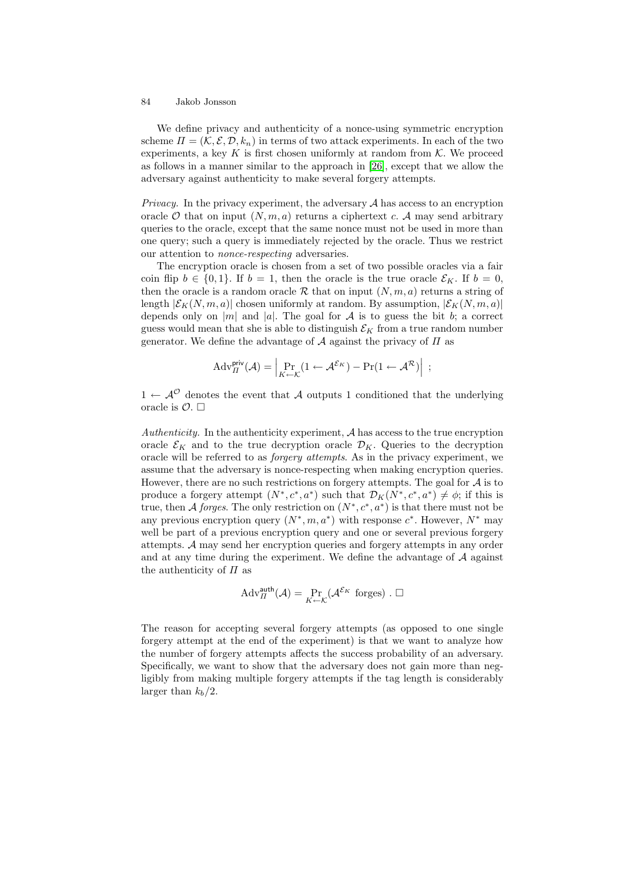We define privacy and authenticity of a nonce-using symmetric encryption scheme $\Pi = (\mathcal{K}, \mathcal{E}, \mathcal{D}, k_n)$ in terms of two attack experiments. In each of the two experiments, a key $K$ is first chosen uniformly at random from $\mathcal{K}$. We proceed as follows in a manner similar to the approach in [26], except that we allow the adversary against authenticity to make several forgery attempts.

*Privacy.* In the privacy experiment, the adversary $\mathcal{A}$ has access to an encryption oracle $\mathcal{O}$ that on input $(N, m, a)$ returns a ciphertext $c$. $\mathcal{A}$ may send arbitrary queries to the oracle, except that the same nonce must not be used in more than one query; such a query is immediately rejected by the oracle. Thus we restrict our attention to *nonce-respecting* adversaries.

The encryption oracle is chosen from a set of two possible oracles via a fair coin flip $b \in \{0, 1\}$. If $b = 1$, then the oracle is the true oracle $\mathcal{E}_K$. If $b = 0$, then the oracle is a random oracle $\mathcal{R}$ that on input $(N, m, a)$ returns a string of length $|\mathcal{E}_K(N, m, a)|$ chosen uniformly at random. By assumption, $|\mathcal{E}_K(N, m, a)|$ depends only on $|m|$ and $|a|$. The goal for $\mathcal{A}$ is to guess the bit $b$; a correct guess would mean that she is able to distinguish $\mathcal{E}_K$ from a true random number generator. We define the advantage of $\mathcal{A}$ against the privacy of $\Pi$ as

$$\mathrm{Adv}_{\Pi}^{\mathsf{priv}}(\mathcal{A}) = \left| \Pr_{K \leftarrow \mathcal{K}}(1 \leftarrow \mathcal{A}^{\mathcal{E}_K}) - \Pr(1 \leftarrow \mathcal{A}^{\mathcal{R}}) \right| \ ;$$

$1 \leftarrow \mathcal{A}^{\mathcal{O}}$ denotes the event that $\mathcal{A}$ outputs 1 conditioned that the underlying oracle is $\mathcal{O}$. □

*Authenticity.* In the authenticity experiment, $\mathcal{A}$ has access to the true encryption oracle $\mathcal{E}_K$ and to the true decryption oracle $\mathcal{D}_K$. Queries to the decryption oracle will be referred to as *forgery attempts*. As in the privacy experiment, we assume that the adversary is nonce-respecting when making encryption queries. However, there are no such restrictions on forgery attempts. The goal for $\mathcal{A}$ is to produce a forgery attempt $(N^*, c^*, a^*)$ such that $\mathcal{D}_K(N^*, c^*, a^*) \neq \phi$; if this is true, then $\mathcal{A}$ *forges*. The only restriction on $(N^*, c^*, a^*)$ is that there must not be any previous encryption query $(N^*, m, a^*)$ with response $c^*$. However, $N^*$ may well be part of a previous encryption query and one or several previous forgery attempts. $\mathcal{A}$ may send her encryption queries and forgery attempts in any order and at any time during the experiment. We define the advantage of $\mathcal{A}$ against the authenticity of $\Pi$ as

$$\mathrm{Adv}_{\Pi}^{\mathsf{auth}}(\mathcal{A}) = \Pr_{K \leftarrow \mathcal{K}}(\mathcal{A}^{\mathcal{E}_K} \text{ forges}) \ . \ \square$$

The reason for accepting several forgery attempts (as opposed to one single forgery attempt at the end of the experiment) is that we want to analyze how the number of forgery attempts affects the success probability of an adversary. Specifically, we want to show that the adversary does not gain more than negligibly from making multiple forgery attempts if the tag length is considerably larger than $k_b/2$.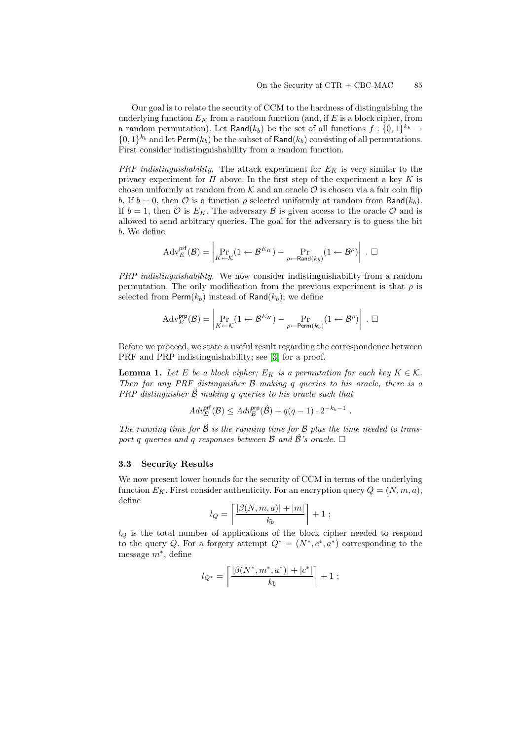Our goal is to relate the security of CCM to the hardness of distinguishing the underlying function $E_K$ from a random function (and, if $E$ is a block cipher, from a random permutation). Let $\mathsf{Rand}(k_b)$ be the set of all functions $f : \{0,1\}^{k_b} \to \{0,1\}^{k_b}$ and let $\mathsf{Perm}(k_b)$ be the subset of $\mathsf{Rand}(k_b)$ consisting of all permutations. First consider indistinguishability from a random function.

*PRF indistinguishability.* The attack experiment for $E_K$ is very similar to the privacy experiment for $\Pi$ above. In the first step of the experiment a key $K$ is chosen uniformly at random from $\mathcal{K}$ and an oracle $\mathcal{O}$ is chosen via a fair coin flip $b$. If $b = 0$, then $\mathcal{O}$ is a function $\rho$ selected uniformly at random from $\mathsf{Rand}(k_b)$. If $b = 1$, then $\mathcal{O}$ is $E_K$. The adversary $\mathcal{B}$ is given access to the oracle $\mathcal{O}$ and is allowed to send arbitrary queries. The goal for the adversary is to guess the bit $b$. We define

$$\mathrm{Adv}_E^{\mathsf{prf}}(\mathcal{B}) = \left| \Pr_{K \leftarrow \mathcal{K}}(1 \leftarrow \mathcal{B}^{E_K}) - \Pr_{\rho \leftarrow \mathsf{Rand}(k_b)}(1 \leftarrow \mathcal{B}^{\rho}) \right| . \ \square$$

*PRP indistinguishability.* We now consider indistinguishability from a random permutation. The only modification from the previous experiment is that $\rho$ is selected from $\mathsf{Perm}(k_b)$ instead of $\mathsf{Rand}(k_b)$; we define

$$\mathrm{Adv}_E^{\mathsf{prp}}(\mathcal{B}) = \left| \Pr_{K \leftarrow \mathcal{K}}(1 \leftarrow \mathcal{B}^{E_K}) - \Pr_{\rho \leftarrow \mathsf{Perm}(k_b)}(1 \leftarrow \mathcal{B}^{\rho}) \right| . \ \square$$

Before we proceed, we state a useful result regarding the correspondence between PRF and PRP indistinguishability; see [3] for a proof.

**Lemma 1.** *Let $E$ be a block cipher; $E_K$ is a permutation for each key $K \in \mathcal{K}$. Then for any PRF distinguisher $\mathcal{B}$ making $q$ queries to his oracle, there is a PRP distinguisher $\hat{\mathcal{B}}$ making $q$ queries to his oracle such that*

$$Adv_E^{\mathsf{prf}}(\mathcal{B}) \leq Adv_E^{\mathsf{prp}}(\hat{\mathcal{B}}) + q(q-1) \cdot 2^{-k_b - 1} .$$

*The running time for $\hat{\mathcal{B}}$ is the running time for $\mathcal{B}$ plus the time needed to transport $q$ queries and $q$ responses between $\mathcal{B}$ and $\hat{\mathcal{B}}$'s oracle.* $\square$

### 3.3 Security Results

We now present lower bounds for the security of CCM in terms of the underlying function $E_K$. First consider authenticity. For an encryption query $Q = (N, m, a)$, define

$$l_Q = \left\lceil \frac{|\beta(N, m, a)| + |m|}{k_b} \right\rceil + 1 ;$$

$l_Q$ is the total number of applications of the block cipher needed to respond to the query $Q$. For a forgery attempt $Q^* = (N^*, c^*, a^*)$ corresponding to the message $m^*$, define

$$l_{Q^*} = \left\lceil \frac{|\beta(N^*, m^*, a^*)| + |c^*|}{k_b} \right\rceil + 1 ;$$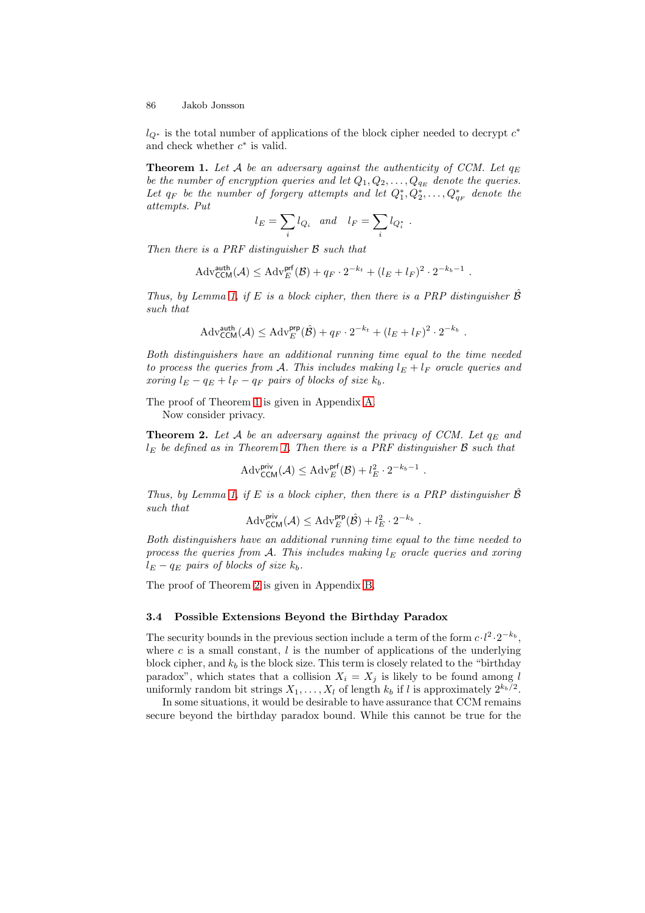$l_{Q^*}$ is the total number of applications of the block cipher needed to decrypt $c^*$ and check whether $c^*$ is valid.

**Theorem 1.** *Let $\mathcal{A}$ be an adversary against the authenticity of CCM. Let $q_E$ be the number of encryption queries and let $Q_1, Q_2, \ldots, Q_{q_E}$ denote the queries. Let $q_F$ be the number of forgery attempts and let $Q_1^*, Q_2^*, \ldots, Q_{q_F}^*$ denote the attempts. Put*

$$l_E = \sum_i l_{Q_i} \quad \text{and} \quad l_F = \sum_i l_{Q_i^*} \ .$$

*Then there is a PRF distinguisher $\mathcal{B}$ such that*

$$\mathrm{Adv}^{\mathsf{auth}}_{\mathsf{CCM}}(\mathcal{A}) \leq \mathrm{Adv}^{\mathsf{prf}}_{E}(\mathcal{B}) + q_F \cdot 2^{-k_t} + (l_E + l_F)^2 \cdot 2^{-k_b - 1} \ .$$

*Thus, by Lemma 1, if $E$ is a block cipher, then there is a PRP distinguisher $\hat{\mathcal{B}}$ such that*

$$\mathrm{Adv}^{\mathsf{auth}}_{\mathsf{CCM}}(\mathcal{A}) \leq \mathrm{Adv}^{\mathsf{prp}}_{E}(\hat{\mathcal{B}}) + q_F \cdot 2^{-k_t} + (l_E + l_F)^2 \cdot 2^{-k_b} \ .$$

*Both distinguishers have an additional running time equal to the time needed to process the queries from $\mathcal{A}$. This includes making $l_E + l_F$ oracle queries and xoring $l_E - q_E + l_F - q_F$ pairs of blocks of size $k_b$.*

The proof of Theorem 1 is given in Appendix A.

Now consider privacy.

**Theorem 2.** *Let $\mathcal{A}$ be an adversary against the privacy of CCM. Let $q_E$ and $l_E$ be defined as in Theorem 1. Then there is a PRF distinguisher $\mathcal{B}$ such that*

$$\mathrm{Adv}^{\mathsf{priv}}_{\mathsf{CCM}}(\mathcal{A}) \leq \mathrm{Adv}^{\mathsf{prf}}_{E}(\mathcal{B}) + l_E^2 \cdot 2^{-k_b - 1} \ .$$

*Thus, by Lemma 1, if $E$ is a block cipher, then there is a PRP distinguisher $\hat{\mathcal{B}}$ such that*

$$\mathrm{Adv}^{\mathsf{priv}}_{\mathsf{CCM}}(\mathcal{A}) \leq \mathrm{Adv}^{\mathsf{prp}}_{E}(\hat{\mathcal{B}}) + l_E^2 \cdot 2^{-k_b} \ .$$

*Both distinguishers have an additional running time equal to the time needed to process the queries from $\mathcal{A}$. This includes making $l_E$ oracle queries and xoring $l_E - q_E$ pairs of blocks of size $k_b$.*

The proof of Theorem 2 is given in Appendix B.

### 3.4 Possible Extensions Beyond the Birthday Paradox

The security bounds in the previous section include a term of the form $c \cdot l^2 \cdot 2^{-k_b}$, where $c$ is a small constant, $l$ is the number of applications of the underlying block cipher, and $k_b$ is the block size. This term is closely related to the "birthday paradox", which states that a collision $X_i = X_j$ is likely to be found among $l$ uniformly random bit strings $X_1, \ldots, X_l$ of length $k_b$ if $l$ is approximately $2^{k_b/2}$.

In some situations, it would be desirable to have assurance that CCM remains secure beyond the birthday paradox bound. While this cannot be true for the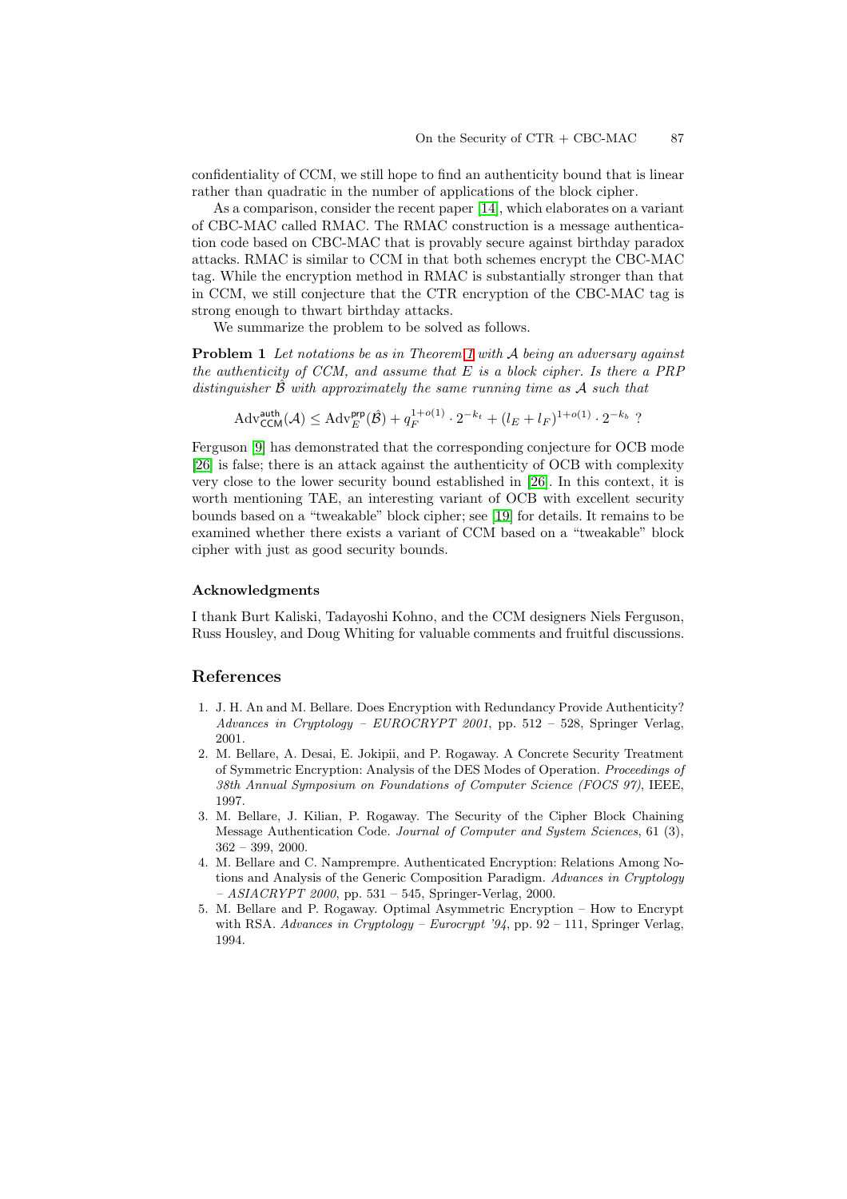confidentiality of CCM, we still hope to find an authenticity bound that is linear rather than quadratic in the number of applications of the block cipher.

As a comparison, consider the recent paper [14], which elaborates on a variant of CBC-MAC called RMAC. The RMAC construction is a message authentication code based on CBC-MAC that is provably secure against birthday paradox attacks. RMAC is similar to CCM in that both schemes encrypt the CBC-MAC tag. While the encryption method in RMAC is substantially stronger than that in CCM, we still conjecture that the CTR encryption of the CBC-MAC tag is strong enough to thwart birthday attacks.

We summarize the problem to be solved as follows.

**Problem 1** *Let notations be as in Theorem 1 with $\mathcal{A}$ being an adversary against the authenticity of CCM, and assume that $E$ is a block cipher. Is there a PRP distinguisher $\hat{\mathcal{B}}$ with approximately the same running time as $\mathcal{A}$ such that*

$$\mathrm{Adv}^{\mathsf{auth}}_{\mathsf{CCM}}(\mathcal{A}) \leq \mathrm{Adv}^{\mathsf{prp}}_{E}(\hat{\mathcal{B}}) + q_F^{1+o(1)} \cdot 2^{-k_t} + (l_E + l_F)^{1+o(1)} \cdot 2^{-k_b} \ ?$$

Ferguson [9] has demonstrated that the corresponding conjecture for OCB mode [26] is false; there is an attack against the authenticity of OCB with complexity very close to the lower security bound established in [26]. In this context, it is worth mentioning TAE, an interesting variant of OCB with excellent security bounds based on a "tweakable" block cipher; see [19] for details. It remains to be examined whether there exists a variant of CCM based on a "tweakable" block cipher with just as good security bounds.

### Acknowledgments

I thank Burt Kaliski, Tadayoshi Kohno, and the CCM designers Niels Ferguson, Russ Housley, and Doug Whiting for valuable comments and fruitful discussions.

## References

1. J. H. An and M. Bellare. Does Encryption with Redundancy Provide Authenticity? *Advances in Cryptology – EUROCRYPT 2001*, pp. 512 – 528, Springer Verlag, 2001.
2. M. Bellare, A. Desai, E. Jokipii, and P. Rogaway. A Concrete Security Treatment of Symmetric Encryption: Analysis of the DES Modes of Operation. *Proceedings of 38th Annual Symposium on Foundations of Computer Science (FOCS 97)*, IEEE, 1997.
3. M. Bellare, J. Kilian, P. Rogaway. The Security of the Cipher Block Chaining Message Authentication Code. *Journal of Computer and System Sciences*, 61 (3), 362 – 399, 2000.
4. M. Bellare and C. Namprempre. Authenticated Encryption: Relations Among Notions and Analysis of the Generic Composition Paradigm. *Advances in Cryptology – ASIACRYPT 2000*, pp. 531 – 545, Springer-Verlag, 2000.
5. M. Bellare and P. Rogaway. Optimal Asymmetric Encryption – How to Encrypt with RSA. *Advances in Cryptology – Eurocrypt '94*, pp. 92 – 111, Springer Verlag, 1994.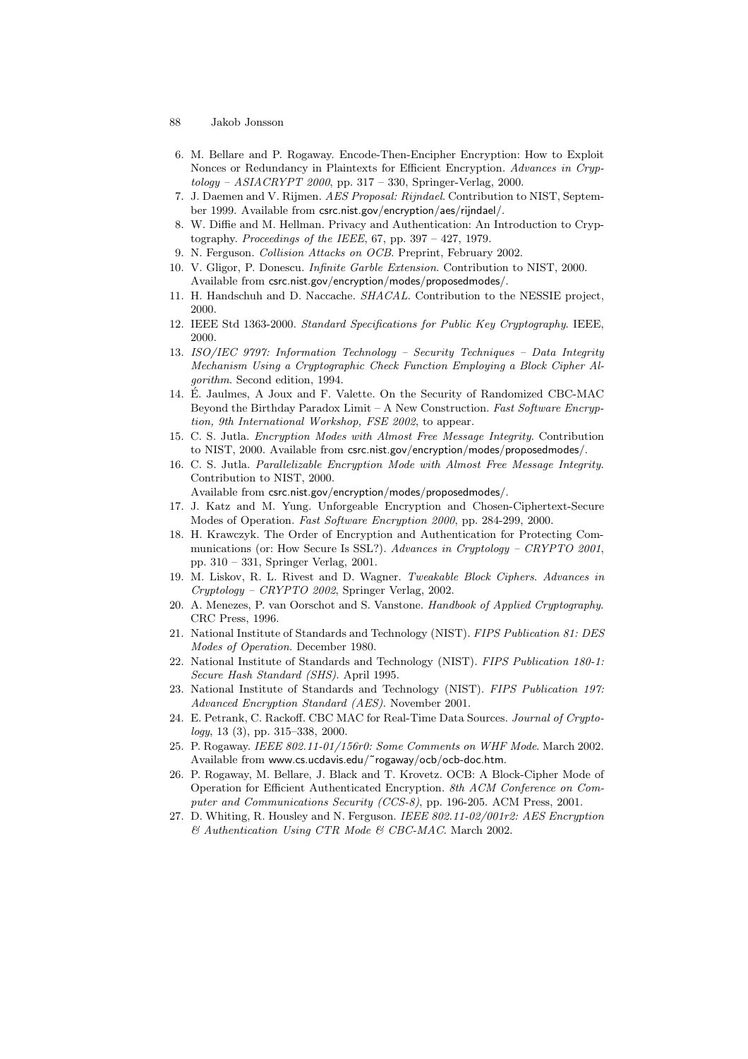6. M. Bellare and P. Rogaway. Encode-Then-Encipher Encryption: How to Exploit Nonces or Redundancy in Plaintexts for Efficient Encryption. *Advances in Cryptology – ASIACRYPT 2000*, pp. 317 – 330, Springer-Verlag, 2000.
7. J. Daemen and V. Rijmen. *AES Proposal: Rijndael*. Contribution to NIST, September 1999. Available from csrc.nist.gov/encryption/aes/rijndael/.
8. W. Diffie and M. Hellman. Privacy and Authentication: An Introduction to Cryptography. *Proceedings of the IEEE*, 67, pp. 397 – 427, 1979.
9. N. Ferguson. *Collision Attacks on OCB*. Preprint, February 2002.
10. V. Gligor, P. Donescu. *Infinite Garble Extension*. Contribution to NIST, 2000. Available from csrc.nist.gov/encryption/modes/proposedmodes/.
11. H. Handschuh and D. Naccache. *SHACAL*. Contribution to the NESSIE project, 2000.
12. IEEE Std 1363-2000. *Standard Specifications for Public Key Cryptography*. IEEE, 2000.
13. *ISO/IEC 9797: Information Technology – Security Techniques – Data Integrity Mechanism Using a Cryptographic Check Function Employing a Block Cipher Algorithm*. Second edition, 1994.
14. É. Jaulmes, A Joux and F. Valette. On the Security of Randomized CBC-MAC Beyond the Birthday Paradox Limit – A New Construction. *Fast Software Encryption, 9th International Workshop, FSE 2002*, to appear.
15. C. S. Jutla. *Encryption Modes with Almost Free Message Integrity*. Contribution to NIST, 2000. Available from csrc.nist.gov/encryption/modes/proposedmodes/.
16. C. S. Jutla. *Parallelizable Encryption Mode with Almost Free Message Integrity*. Contribution to NIST, 2000.
    Available from csrc.nist.gov/encryption/modes/proposedmodes/.
17. J. Katz and M. Yung. Unforgeable Encryption and Chosen-Ciphertext-Secure Modes of Operation. *Fast Software Encryption 2000*, pp. 284-299, 2000.
18. H. Krawczyk. The Order of Encryption and Authentication for Protecting Communications (or: How Secure Is SSL?). *Advances in Cryptology – CRYPTO 2001*, pp. 310 – 331, Springer Verlag, 2001.
19. M. Liskov, R. L. Rivest and D. Wagner. *Tweakable Block Ciphers*. *Advances in Cryptology – CRYPTO 2002*, Springer Verlag, 2002.
20. A. Menezes, P. van Oorschot and S. Vanstone. *Handbook of Applied Cryptography*. CRC Press, 1996.
21. National Institute of Standards and Technology (NIST). *FIPS Publication 81: DES Modes of Operation*. December 1980.
22. National Institute of Standards and Technology (NIST). *FIPS Publication 180-1: Secure Hash Standard (SHS)*. April 1995.
23. National Institute of Standards and Technology (NIST). *FIPS Publication 197: Advanced Encryption Standard (AES)*. November 2001.
24. E. Petrank, C. Rackoff. CBC MAC for Real-Time Data Sources. *Journal of Cryptology*, 13 (3), pp. 315–338, 2000.
25. P. Rogaway. *IEEE 802.11-01/156r0: Some Comments on WHF Mode*. March 2002. Available from www.cs.ucdavis.edu/~rogaway/ocb/ocb-doc.htm.
26. P. Rogaway, M. Bellare, J. Black and T. Krovetz. OCB: A Block-Cipher Mode of Operation for Efficient Authenticated Encryption. *8th ACM Conference on Computer and Communications Security (CCS-8)*, pp. 196-205. ACM Press, 2001.
27. D. Whiting, R. Housley and N. Ferguson. *IEEE 802.11-02/001r2: AES Encryption & Authentication Using CTR Mode & CBC-MAC*. March 2002.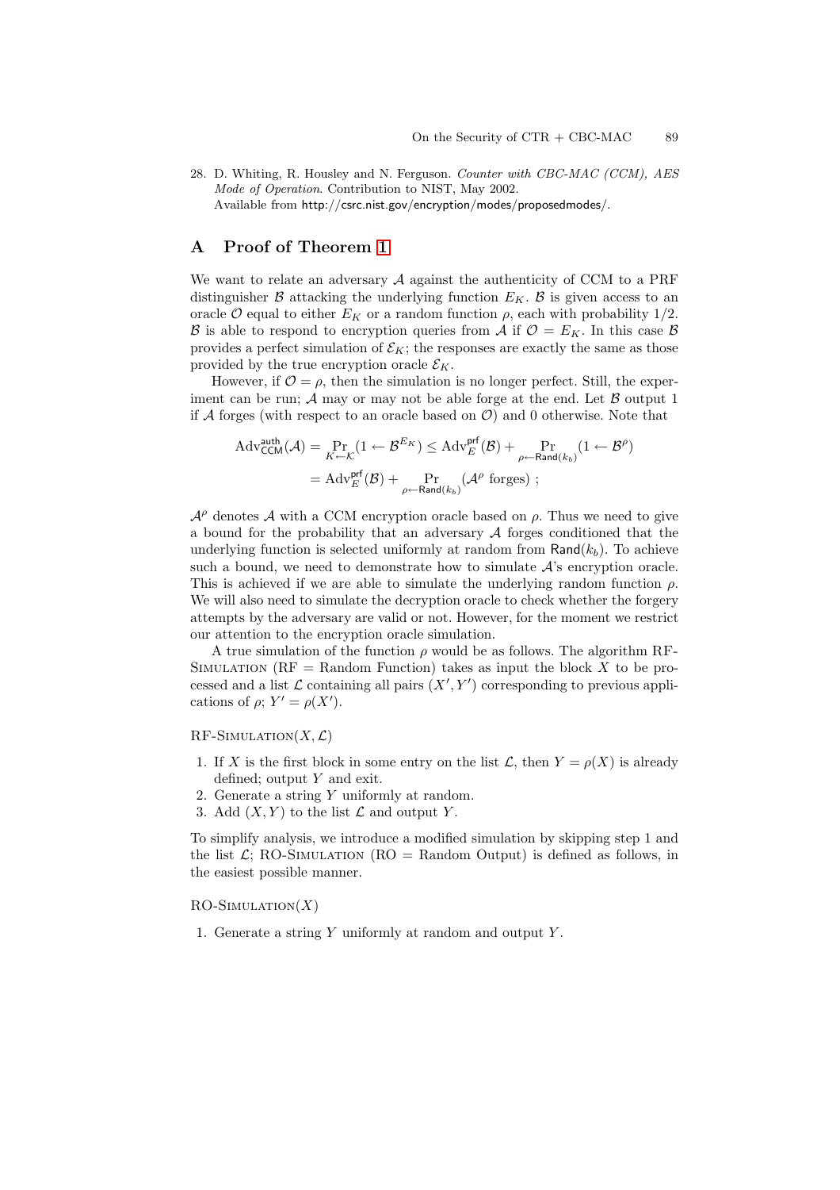28. D. Whiting, R. Housley and N. Ferguson. *Counter with CBC-MAC (CCM), AES Mode of Operation*. Contribution to NIST, May 2002. Available from http://csrc.nist.gov/encryption/modes/proposedmodes/.

## A Proof of Theorem 1

We want to relate an adversary $\mathcal{A}$ against the authenticity of CCM to a PRF distinguisher $\mathcal{B}$ attacking the underlying function $E_K$. $\mathcal{B}$ is given access to an oracle $\mathcal{O}$ equal to either $E_K$ or a random function $\rho$, each with probability 1/2. $\mathcal{B}$ is able to respond to encryption queries from $\mathcal{A}$ if $\mathcal{O} = E_K$. In this case $\mathcal{B}$ provides a perfect simulation of $\mathcal{E}_K$; the responses are exactly the same as those provided by the true encryption oracle $\mathcal{E}_K$.

However, if $\mathcal{O} = \rho$, then the simulation is no longer perfect. Still, the experiment can be run; $\mathcal{A}$ may or may not be able forge at the end. Let $\mathcal{B}$ output 1 if $\mathcal{A}$ forges (with respect to an oracle based on $\mathcal{O}$) and 0 otherwise. Note that

$$\begin{aligned}
\mathrm{Adv}^{\mathsf{auth}}_{\mathsf{CCM}}(\mathcal{A}) &= \Pr_{K \leftarrow \mathcal{K}}(1 \leftarrow \mathcal{B}^{E_K}) \leq \mathrm{Adv}^{\mathsf{prf}}_{E}(\mathcal{B}) + \Pr_{\rho \leftarrow \mathsf{Rand}(k_b)}(1 \leftarrow \mathcal{B}^{\rho}) \\
&= \mathrm{Adv}^{\mathsf{prf}}_{E}(\mathcal{B}) + \Pr_{\rho \leftarrow \mathsf{Rand}(k_b)}(\mathcal{A}^{\rho} \text{ forges}) \ ;
\end{aligned}$$

$\mathcal{A}^{\rho}$ denotes $\mathcal{A}$ with a CCM encryption oracle based on $\rho$. Thus we need to give a bound for the probability that an adversary $\mathcal{A}$ forges conditioned that the underlying function is selected uniformly at random from $\mathsf{Rand}(k_b)$. To achieve such a bound, we need to demonstrate how to simulate $\mathcal{A}$'s encryption oracle. This is achieved if we are able to simulate the underlying random function $\rho$. We will also need to simulate the decryption oracle to check whether the forgery attempts by the adversary are valid or not. However, for the moment we restrict our attention to the encryption oracle simulation.

A true simulation of the function $\rho$ would be as follows. The algorithm RF-Simulation (RF = Random Function) takes as input the block $X$ to be processed and a list $\mathcal{L}$ containing all pairs $(X', Y')$ corresponding to previous applications of $\rho$; $Y' = \rho(X')$.

RF-Simulation$(X, \mathcal{L})$

1. If $X$ is the first block in some entry on the list $\mathcal{L}$, then $Y = \rho(X)$ is already defined; output $Y$ and exit.
2. Generate a string $Y$ uniformly at random.
3. Add $(X, Y)$ to the list $\mathcal{L}$ and output $Y$.

To simplify analysis, we introduce a modified simulation by skipping step 1 and the list $\mathcal{L}$; RO-Simulation (RO = Random Output) is defined as follows, in the easiest possible manner.

RO-Simulation$(X)$

1. Generate a string $Y$ uniformly at random and output $Y$.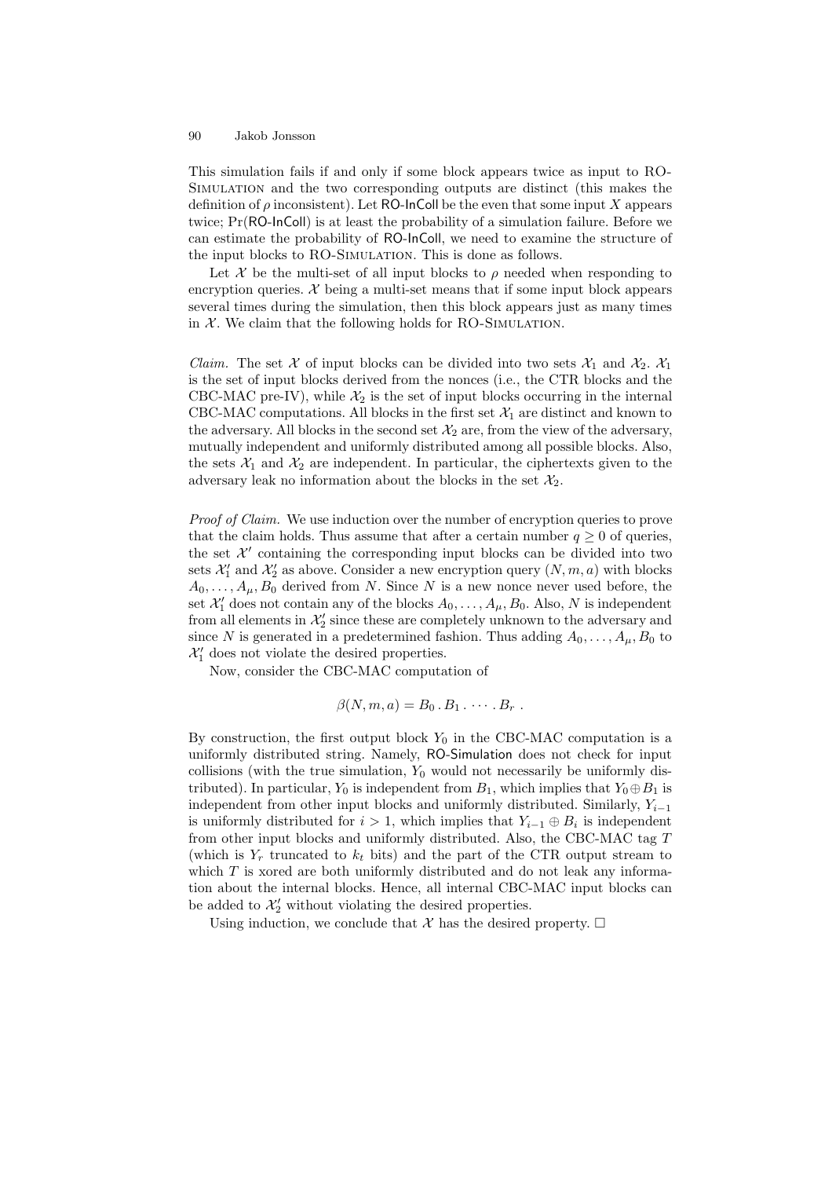This simulation fails if and only if some block appears twice as input to RO-Simulation and the two corresponding outputs are distinct (this makes the definition of $\rho$ inconsistent). Let RO-InColl be the even that some input $X$ appears twice; $\Pr(\text{RO-InColl})$ is at least the probability of a simulation failure. Before we can estimate the probability of RO-InColl, we need to examine the structure of the input blocks to RO-Simulation. This is done as follows.

Let $\mathcal{X}$ be the multi-set of all input blocks to $\rho$ needed when responding to encryption queries. $\mathcal{X}$ being a multi-set means that if some input block appears several times during the simulation, then this block appears just as many times in $\mathcal{X}$. We claim that the following holds for RO-Simulation.

*Claim.* The set $\mathcal{X}$ of input blocks can be divided into two sets $\mathcal{X}_1$ and $\mathcal{X}_2$. $\mathcal{X}_1$ is the set of input blocks derived from the nonces (i.e., the CTR blocks and the CBC-MAC pre-IV), while $\mathcal{X}_2$ is the set of input blocks occurring in the internal CBC-MAC computations. All blocks in the first set $\mathcal{X}_1$ are distinct and known to the adversary. All blocks in the second set $\mathcal{X}_2$ are, from the view of the adversary, mutually independent and uniformly distributed among all possible blocks. Also, the sets $\mathcal{X}_1$ and $\mathcal{X}_2$ are independent. In particular, the ciphertexts given to the adversary leak no information about the blocks in the set $\mathcal{X}_2$.

*Proof of Claim.* We use induction over the number of encryption queries to prove that the claim holds. Thus assume that after a certain number $q \geq 0$ of queries, the set $\mathcal{X}'$ containing the corresponding input blocks can be divided into two sets $\mathcal{X}'_1$ and $\mathcal{X}'_2$ as above. Consider a new encryption query $(N, m, a)$ with blocks $A_0, \ldots, A_\mu, B_0$ derived from $N$. Since $N$ is a new nonce never used before, the set $\mathcal{X}'_1$ does not contain any of the blocks $A_0, \ldots, A_\mu, B_0$. Also, $N$ is independent from all elements in $\mathcal{X}'_2$ since these are completely unknown to the adversary and since $N$ is generated in a predetermined fashion. Thus adding $A_0, \ldots, A_\mu, B_0$ to $\mathcal{X}'_1$ does not violate the desired properties.

Now, consider the CBC-MAC computation of

$$\beta(N, m, a) = B_0 \,.\, B_1 \,.\, \cdots \,.\, B_r \ .$$

By construction, the first output block $Y_0$ in the CBC-MAC computation is a uniformly distributed string. Namely, RO-Simulation does not check for input collisions (with the true simulation, $Y_0$ would not necessarily be uniformly distributed). In particular, $Y_0$ is independent from $B_1$, which implies that $Y_0 \oplus B_1$ is independent from other input blocks and uniformly distributed. Similarly, $Y_{i-1}$ is uniformly distributed for $i > 1$, which implies that $Y_{i-1} \oplus B_i$ is independent from other input blocks and uniformly distributed. Also, the CBC-MAC tag $T$ (which is $Y_r$ truncated to $k_t$ bits) and the part of the CTR output stream to which $T$ is xored are both uniformly distributed and do not leak any information about the internal blocks. Hence, all internal CBC-MAC input blocks can be added to $\mathcal{X}'_2$ without violating the desired properties.

Using induction, we conclude that $\mathcal{X}$ has the desired property. $\square$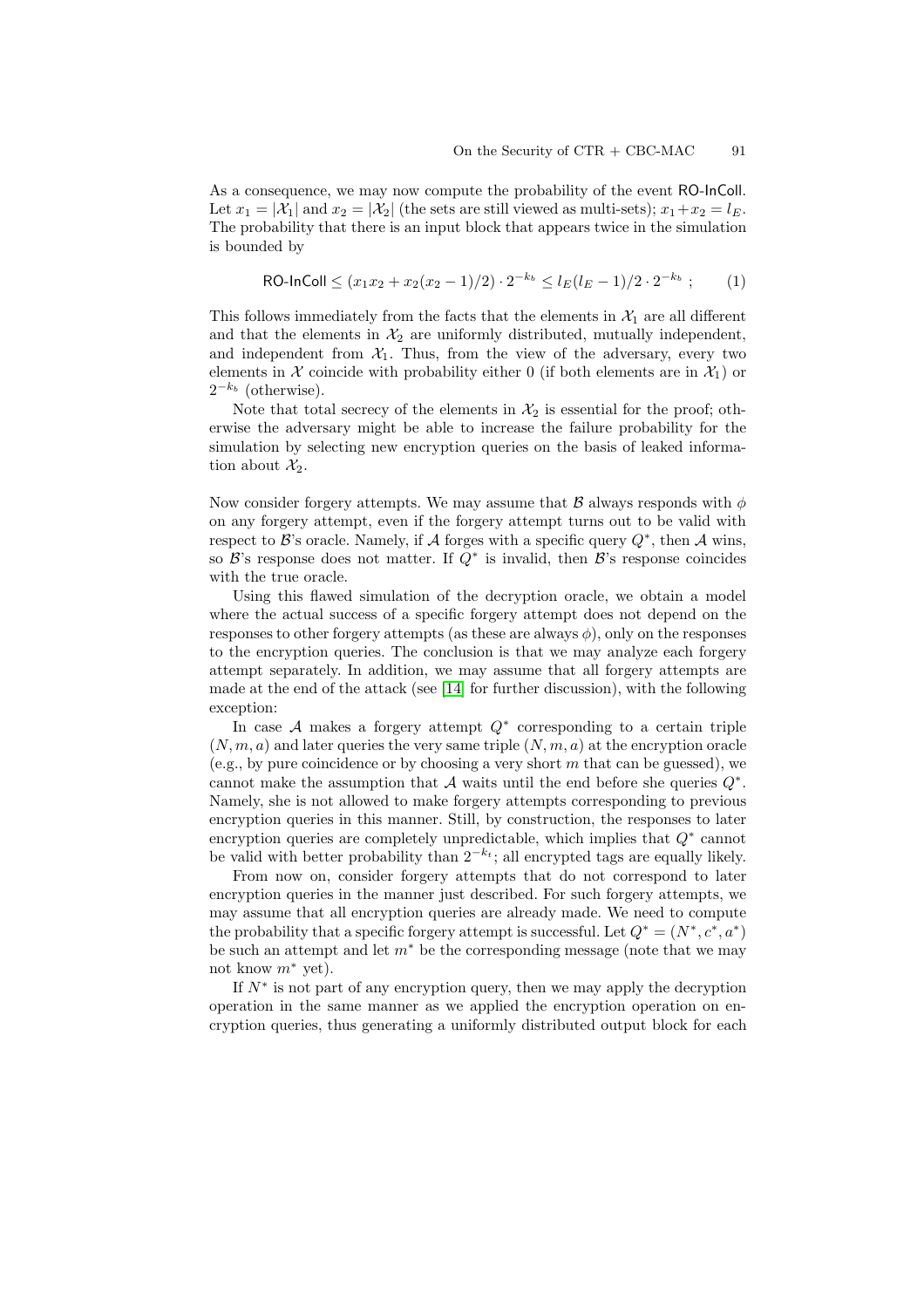As a consequence, we may now compute the probability of the event RO-InColl. Let $x_1 = |\mathcal{X}_1|$ and $x_2 = |\mathcal{X}_2|$ (the sets are still viewed as multi-sets); $x_1 + x_2 = l_E$. The probability that there is an input block that appears twice in the simulation is bounded by

$$\textsf{RO-InColl} \leq (x_1 x_2 + x_2(x_2 - 1)/2) \cdot 2^{-k_b} \leq l_E(l_E - 1)/2 \cdot 2^{-k_b} \ ; \qquad (1)$$

This follows immediately from the facts that the elements in $\mathcal{X}_1$ are all different and that the elements in $\mathcal{X}_2$ are uniformly distributed, mutually independent, and independent from $\mathcal{X}_1$. Thus, from the view of the adversary, every two elements in $\mathcal{X}$ coincide with probability either 0 (if both elements are in $\mathcal{X}_1$) or $2^{-k_b}$ (otherwise).

Note that total secrecy of the elements in $\mathcal{X}_2$ is essential for the proof; otherwise the adversary might be able to increase the failure probability for the simulation by selecting new encryption queries on the basis of leaked information about $\mathcal{X}_2$.

Now consider forgery attempts. We may assume that $\mathcal{B}$ always responds with $\phi$ on any forgery attempt, even if the forgery attempt turns out to be valid with respect to $\mathcal{B}$'s oracle. Namely, if $\mathcal{A}$ forges with a specific query $Q^*$, then $\mathcal{A}$ wins, so $\mathcal{B}$'s response does not matter. If $Q^*$ is invalid, then $\mathcal{B}$'s response coincides with the true oracle.

Using this flawed simulation of the decryption oracle, we obtain a model where the actual success of a specific forgery attempt does not depend on the responses to other forgery attempts (as these are always $\phi$), only on the responses to the encryption queries. The conclusion is that we may analyze each forgery attempt separately. In addition, we may assume that all forgery attempts are made at the end of the attack (see [14] for further discussion), with the following exception:

In case $\mathcal{A}$ makes a forgery attempt $Q^*$ corresponding to a certain triple $(N, m, a)$ and later queries the very same triple $(N, m, a)$ at the encryption oracle (e.g., by pure coincidence or by choosing a very short $m$ that can be guessed), we cannot make the assumption that $\mathcal{A}$ waits until the end before she queries $Q^*$. Namely, she is not allowed to make forgery attempts corresponding to previous encryption queries in this manner. Still, by construction, the responses to later encryption queries are completely unpredictable, which implies that $Q^*$ cannot be valid with better probability than $2^{-k_t}$; all encrypted tags are equally likely.

From now on, consider forgery attempts that do not correspond to later encryption queries in the manner just described. For such forgery attempts, we may assume that all encryption queries are already made. We need to compute the probability that a specific forgery attempt is successful. Let $Q^* = (N^*, c^*, a^*)$ be such an attempt and let $m^*$ be the corresponding message (note that we may not know $m^*$ yet).

If $N^*$ is not part of any encryption query, then we may apply the decryption operation in the same manner as we applied the encryption operation on encryption queries, thus generating a uniformly distributed output block for each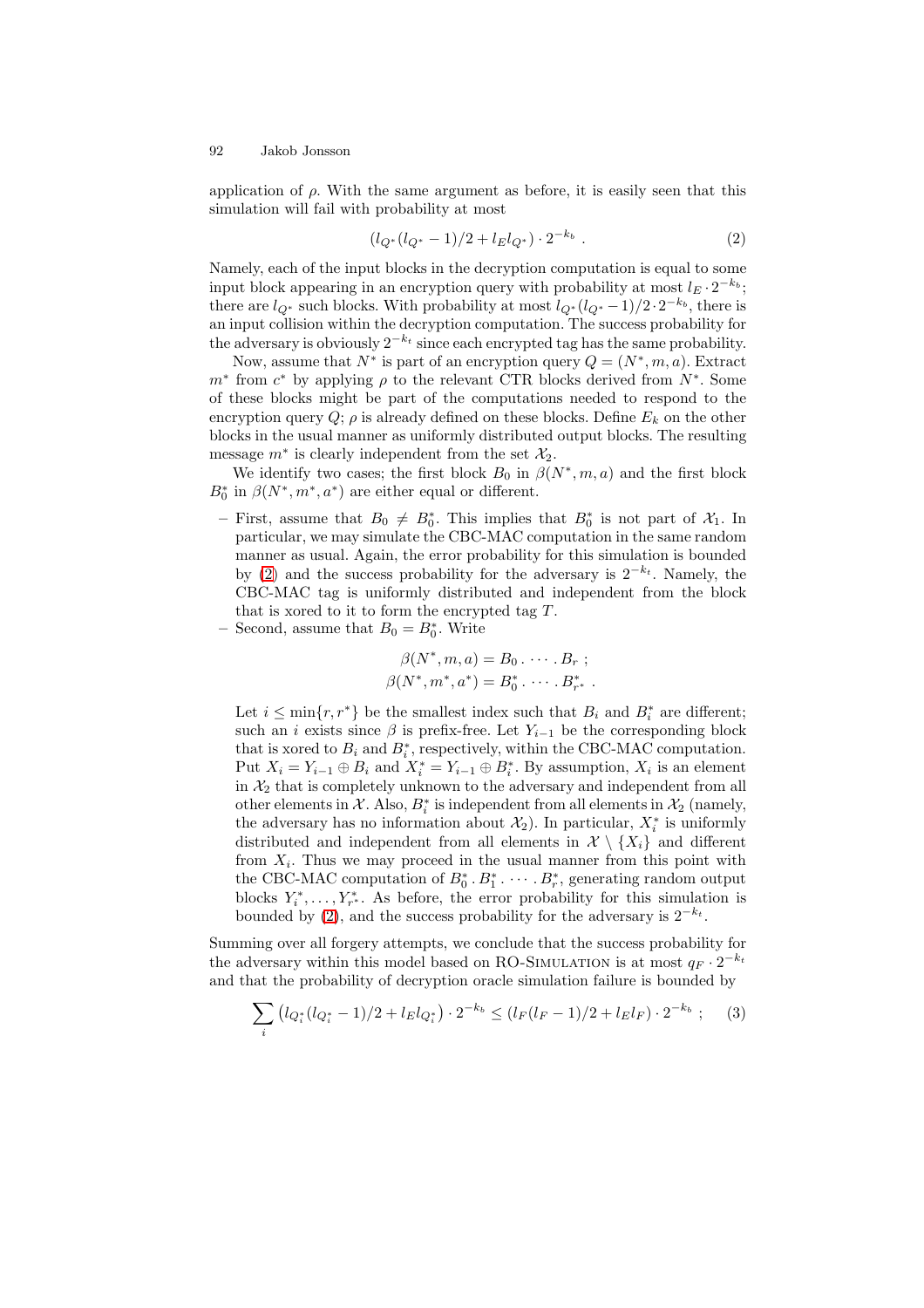application of $\rho$. With the same argument as before, it is easily seen that this simulation will fail with probability at most

$$(l_{Q^*}(l_{Q^*}-1)/2 + l_E l_{Q^*}) \cdot 2^{-k_b} . \tag{2}$$

Namely, each of the input blocks in the decryption computation is equal to some input block appearing in an encryption query with probability at most $l_E \cdot 2^{-k_b}$; there are $l_{Q^*}$ such blocks. With probability at most $l_{Q^*}(l_{Q^*}-1)/2 \cdot 2^{-k_b}$, there is an input collision within the decryption computation. The success probability for the adversary is obviously $2^{-k_t}$ since each encrypted tag has the same probability.

Now, assume that $N^*$ is part of an encryption query $Q = (N^*, m, a)$. Extract $m^*$ from $c^*$ by applying $\rho$ to the relevant CTR blocks derived from $N^*$. Some of these blocks might be part of the computations needed to respond to the encryption query $Q$; $\rho$ is already defined on these blocks. Define $E_k$ on the other blocks in the usual manner as uniformly distributed output blocks. The resulting message $m^*$ is clearly independent from the set $\mathcal{X}_2$.

We identify two cases; the first block $B_0$ in $\beta(N^*, m, a)$ and the first block $B_0^*$ in $\beta(N^*, m^*, a^*)$ are either equal or different.

- First, assume that $B_0 \neq B_0^*$. This implies that $B_0^*$ is not part of $\mathcal{X}_1$. In particular, we may simulate the CBC-MAC computation in the same random manner as usual. Again, the error probability for this simulation is bounded by (2) and the success probability for the adversary is $2^{-k_t}$. Namely, the CBC-MAC tag is uniformly distributed and independent from the block that is xored to it to form the encrypted tag $T$.
- Second, assume that $B_0 = B_0^*$. Write

$$\beta(N^*, m, a) = B_0 . \cdots . B_r ;$$
$$\beta(N^*, m^*, a^*) = B_0^* . \cdots . B_{r^*}^* .$$

  Let $i \leq \min\{r, r^*\}$ be the smallest index such that $B_i$ and $B_i^*$ are different; such an $i$ exists since $\beta$ is prefix-free. Let $Y_{i-1}$ be the corresponding block that is xored to $B_i$ and $B_i^*$, respectively, within the CBC-MAC computation. Put $X_i = Y_{i-1} \oplus B_i$ and $X_i^* = Y_{i-1} \oplus B_i^*$. By assumption, $X_i$ is an element in $\mathcal{X}_2$ that is completely unknown to the adversary and independent from all other elements in $\mathcal{X}$. Also, $B_i^*$ is independent from all elements in $\mathcal{X}_2$ (namely, the adversary has no information about $\mathcal{X}_2$). In particular, $X_i^*$ is uniformly distributed and independent from all elements in $\mathcal{X} \setminus \{X_i\}$ and different from $X_i$. Thus we may proceed in the usual manner from this point with the CBC-MAC computation of $B_0^* . B_1^* . \cdots . B_r^*$, generating random output blocks $Y_i^*, \ldots, Y_{r^*}^*$. As before, the error probability for this simulation is bounded by (2), and the success probability for the adversary is $2^{-k_t}$.

Summing over all forgery attempts, we conclude that the success probability for the adversary within this model based on RO-Simulation is at most $q_F \cdot 2^{-k_t}$ and that the probability of decryption oracle simulation failure is bounded by

$$\sum_i \left(l_{Q_i^*}(l_{Q_i^*}-1)/2 + l_E l_{Q_i^*}\right) \cdot 2^{-k_b} \leq (l_F(l_F-1)/2 + l_E l_F) \cdot 2^{-k_b} ; \tag{3}$$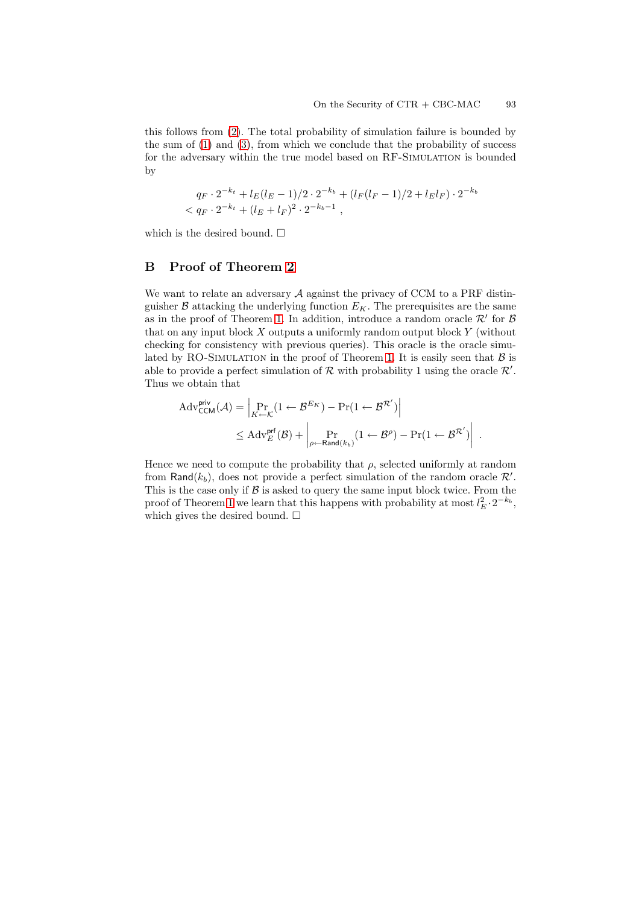this follows from (2). The total probability of simulation failure is bounded by the sum of (1) and (3), from which we conclude that the probability of success for the adversary within the true model based on RF-Simulation is bounded by

$$
\begin{aligned}
&q_F \cdot 2^{-k_t} + l_E(l_E - 1)/2 \cdot 2^{-k_b} + (l_F(l_F - 1)/2 + l_E l_F) \cdot 2^{-k_b} \\
< \; &q_F \cdot 2^{-k_t} + (l_E + l_F)^2 \cdot 2^{-k_b - 1} \;,
\end{aligned}
$$

which is the desired bound. □

## B Proof of Theorem 2

We want to relate an adversary $\mathcal{A}$ against the privacy of CCM to a PRF distinguisher $\mathcal{B}$ attacking the underlying function $E_K$. The prerequisites are the same as in the proof of Theorem 1. In addition, introduce a random oracle $\mathcal{R}'$ for $\mathcal{B}$ that on any input block $X$ outputs a uniformly random output block $Y$ (without checking for consistency with previous queries). This oracle is the oracle simulated by RO-Simulation in the proof of Theorem 1. It is easily seen that $\mathcal{B}$ is able to provide a perfect simulation of $\mathcal{R}$ with probability 1 using the oracle $\mathcal{R}'$. Thus we obtain that

$$
\begin{aligned}
\mathrm{Adv}^{\mathsf{priv}}_{\mathsf{CCM}}(\mathcal{A}) &= \left| \Pr_{K \leftarrow \mathcal{K}}(1 \leftarrow \mathcal{B}^{E_K}) - \Pr(1 \leftarrow \mathcal{B}^{\mathcal{R}'}) \right| \\
&\leq \mathrm{Adv}^{\mathsf{prf}}_{E}(\mathcal{B}) + \left| \Pr_{\rho \leftarrow \mathsf{Rand}(k_b)}(1 \leftarrow \mathcal{B}^{\rho}) - \Pr(1 \leftarrow \mathcal{B}^{\mathcal{R}'}) \right| \;.
\end{aligned}
$$

Hence we need to compute the probability that $\rho$, selected uniformly at random from $\mathsf{Rand}(k_b)$, does not provide a perfect simulation of the random oracle $\mathcal{R}'$. This is the case only if $\mathcal{B}$ is asked to query the same input block twice. From the proof of Theorem 1 we learn that this happens with probability at most $l_E^2 \cdot 2^{-k_b}$, which gives the desired bound. □